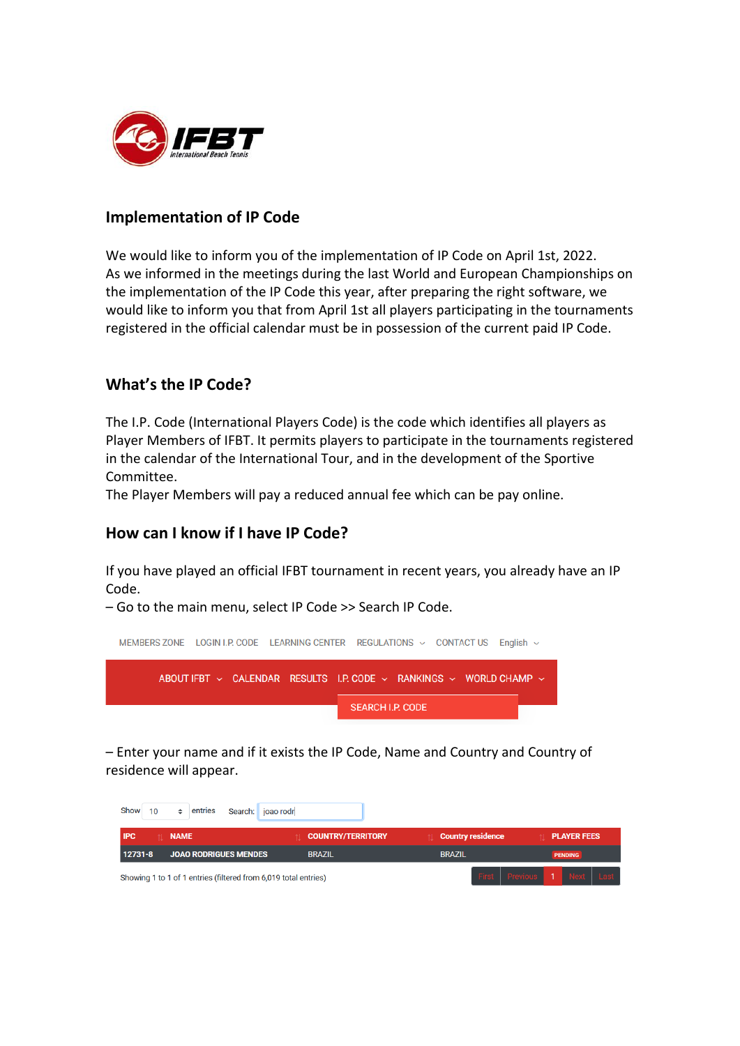## Implementation of IP Code

We would like to inform you of the implementation of IP Code on April 1st, 2022.
As we informed in the meetings during the last World and European Championships on the implementation of the IP Code this year, after preparing the right software, we would like to inform you that from April 1st all players participating in the tournaments registered in the official calendar must be in possession of the current paid IP Code.

## What's the IP Code?

The I.P. Code (International Players Code) is the code which identifies all players as Player Members of IFBT. It permits players to participate in the tournaments registered in the calendar of the International Tour, and in the development of the Sportive Committee.
The Player Members will pay a reduced annual fee which can be pay online.

## How can I know if I have IP Code?

If you have played an official IFBT tournament in recent years, you already have an IP Code.
– Go to the main menu, select IP Code >> Search IP Code.

MEMBERS ZONE LOGIN I.P. CODE LEARNING CENTER REGULATIONS CONTACT US English

ABOUT IFBT CALENDAR RESULTS I.P. CODE RANKINGS WORLD CHAMP

SEARCH I.P. CODE

– Enter your name and if it exists the IP Code, Name and Country and Country of residence will appear.

Show 10 entries Search: joao rodr

| IPC | NAME | COUNTRY/TERRITORY | Country residence | PLAYER FEES |
|---|---|---|---|---|
| 12731-8 | JOAO RODRIGUES MENDES | BRAZIL | BRAZIL | PENDING |

Showing 1 to 1 of 1 entries (filtered from 6,019 total entries)

First Previous 1 Next Last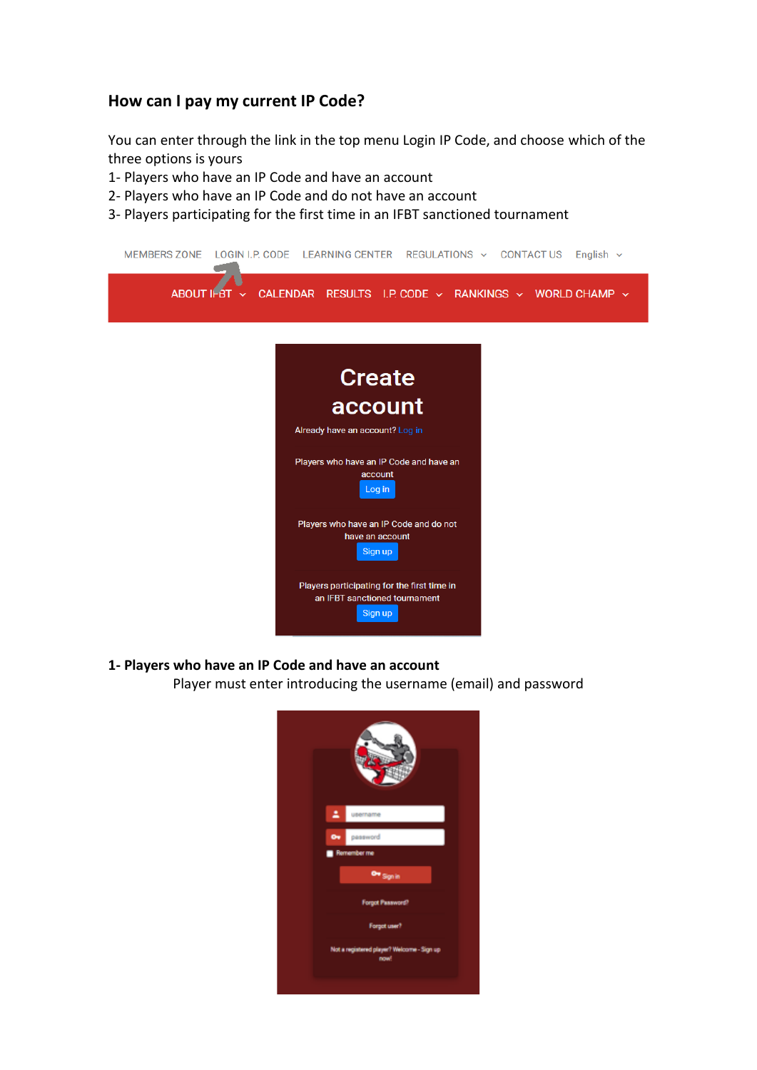## How can I pay my current IP Code?

You can enter through the link in the top menu Login IP Code, and choose which of the three options is yours

1- Players who have an IP Code and have an account

2- Players who have an IP Code and do not have an account

3- Players participating for the first time in an IFBT sanctioned tournament

MEMBERS ZONE LOGIN I.P. CODE LEARNING CENTER REGULATIONS CONTACT US English

ABOUT IFBT CALENDAR RESULTS I.P. CODE RANKINGS WORLD CHAMP

**Create account**

Already have an account? Log in

Players who have an IP Code and have an account

Log In

Players who have an IP Code and do not have an account

Sign up

Players participating for the first time in an IFBT sanctioned tournament

Sign up

**1- Players who have an IP Code and have an account**

Player must enter introducing the username (email) and password

username

password

Remember me

Sign in

Forgot Password?

Forgot user?

Not a registered player? Welcome - Sign up now!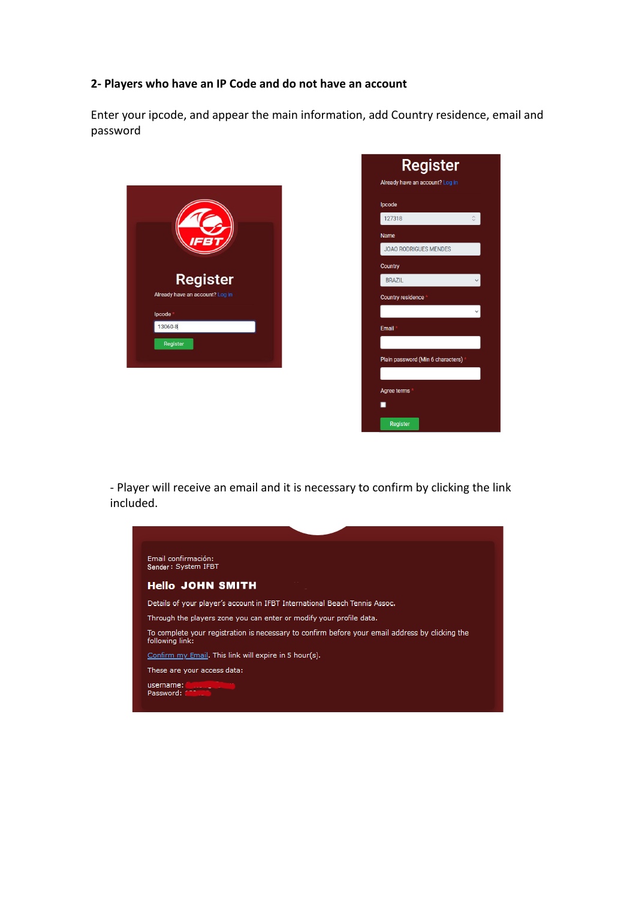## 2- Players who have an IP Code and do not have an account

Enter your ipcode, and appear the main information, add Country residence, email and password

Register

Already have an account? Log in

Ipcode *

13060-8

Register

Register

Already have an account? Log in

Ipcode

127318

Name

JOAO RODRIGUES MENDES

Country

BRAZIL

Country residence *

Email *

Plain password (Min 6 characters) *

Agree terms *

Register

- Player will receive an email and it is necessary to confirm by clicking the link included.

Email confirmación:
Sender: System IFBT

**Hello JOHN SMITH**

Details of your player's account in IFBT International Beach Tennis Assoc.

Through the players zone you can enter or modify your profile data.

To complete your registration is necessary to confirm before your email address by clicking the following link:

Confirm my Email. This link will expire in 5 hour(s).

These are your access data:

username:
Password: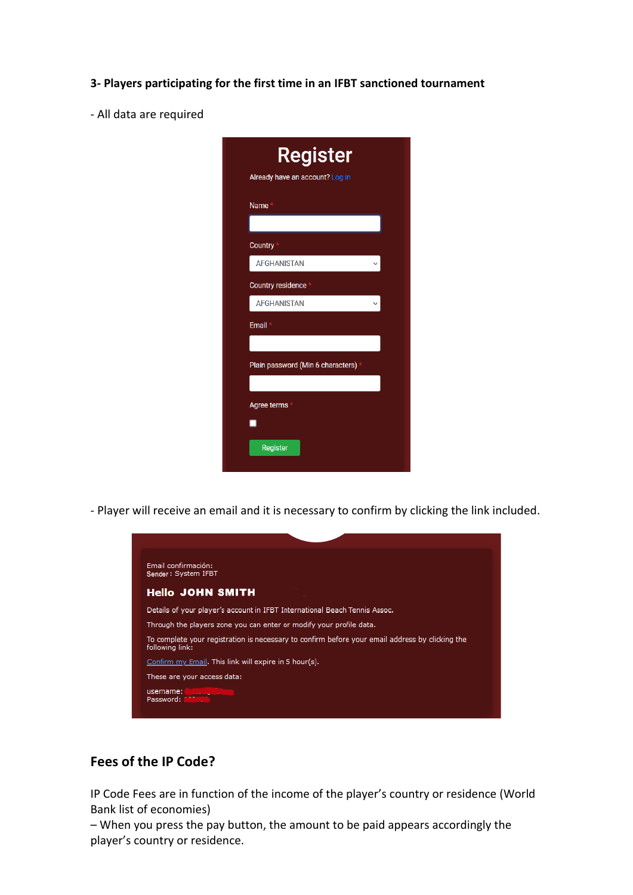**3- Players participating for the first time in an IFBT sanctioned tournament**

- All data are required

Register

Already have an account? Log in

Name *

Country *

AFGHANISTAN

Country residence *

AFGHANISTAN

Email *

Plain password (Min 6 characters) *

Agree terms *

Register

- Player will receive an email and it is necessary to confirm by clicking the link included.

Email confirmación:
Sender: System IFBT

**Hello JOHN SMITH**

Details of your player's account in IFBT International Beach Tennis Assoc.

Through the players zone you can enter or modify your profile data.

To complete your registration is necessary to confirm before your email address by clicking the following link:

Confirm my Email. This link will expire in 5 hour(s).

These are your access data:

username:
Password:

## Fees of the IP Code?

IP Code Fees are in function of the income of the player's country or residence (World Bank list of economies)
– When you press the pay button, the amount to be paid appears accordingly the player's country or residence.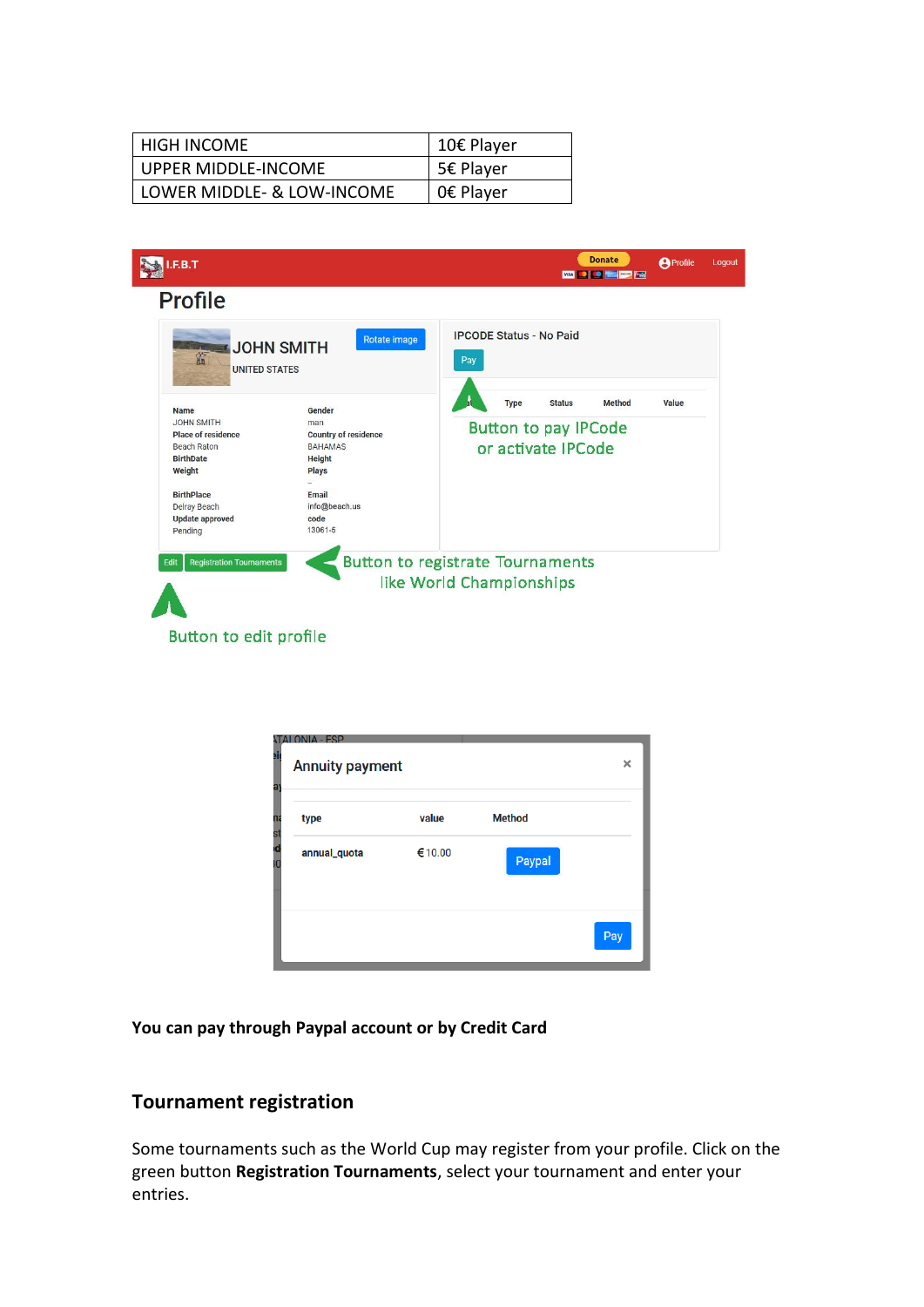| HIGH INCOME | 10€ Player |
|---|---|
| UPPER MIDDLE-INCOME | 5€ Player |
| LOWER MIDDLE- & LOW-INCOME | 0€ Player |

**You can pay through Paypal account or by Credit Card**

## Tournament registration

Some tournaments such as the World Cup may register from your profile. Click on the green button **Registration Tournaments**, select your tournament and enter your entries.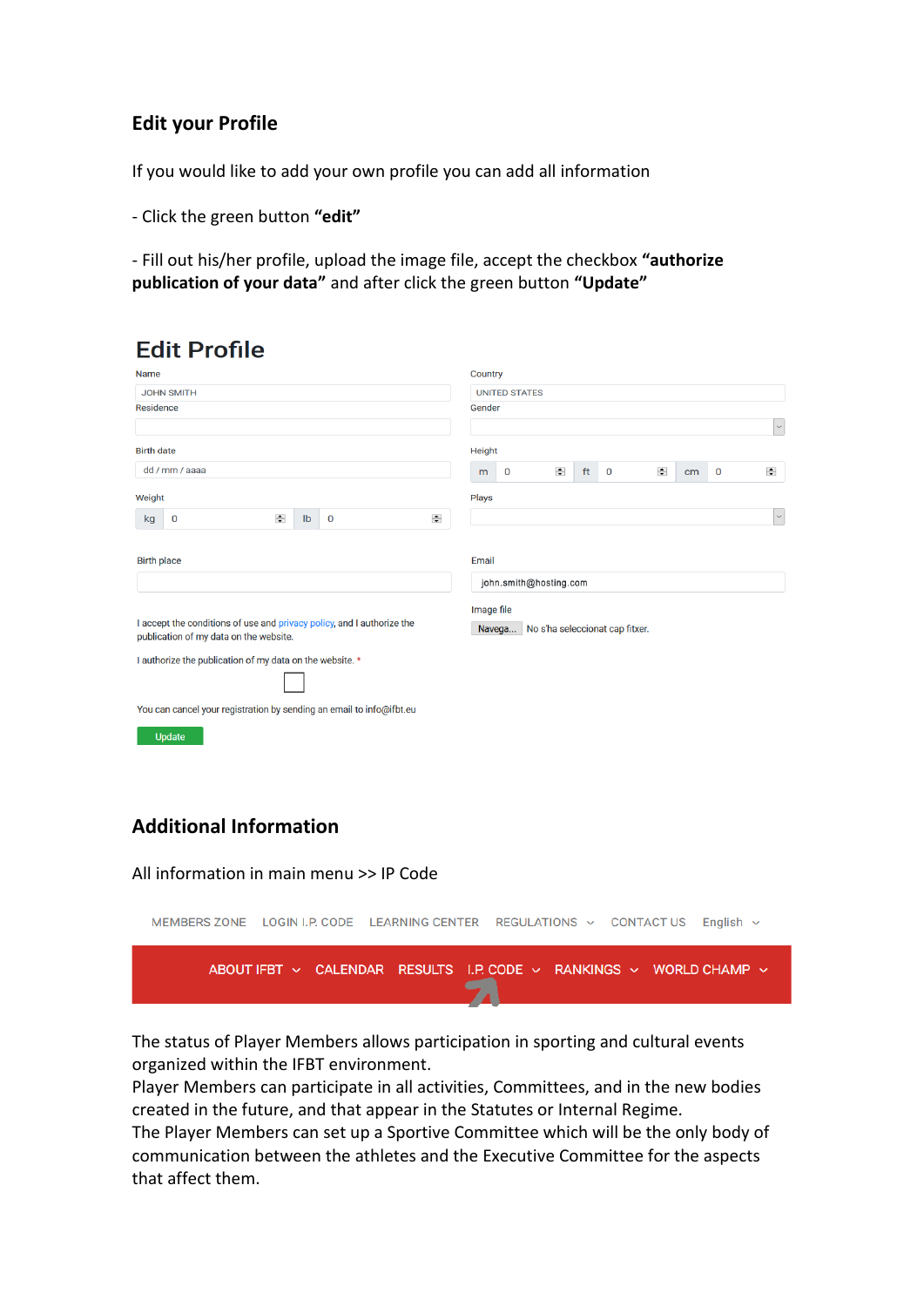## Edit your Profile

If you would like to add your own profile you can add all information

- Click the green button **"edit"**

- Fill out his/her profile, upload the image file, accept the checkbox **"authorize publication of your data"** and after click the green button **"Update"**

# Edit Profile

Name

JOHN SMITH

Country

UNITED STATES

Residence

Gender

Birth date

dd / mm / aaaa

Height

m 0 ft 0 cm 0

Weight

kg 0 lb 0

Plays

Birth place

Email

john.smith@hosting.com

Image file

Navega... No s'ha seleccionat cap fitxer.

I accept the conditions of use and privacy policy, and I authorize the publication of my data on the website.

I authorize the publication of my data on the website. *

You can cancel your registration by sending an email to info@ifbt.eu

Update

## Additional Information

All information in main menu >> IP Code

MEMBERS ZONE LOGIN I.P. CODE LEARNING CENTER REGULATIONS CONTACT US English

ABOUT IFBT CALENDAR RESULTS I.P. CODE RANKINGS WORLD CHAMP

The status of Player Members allows participation in sporting and cultural events organized within the IFBT environment.
Player Members can participate in all activities, Committees, and in the new bodies created in the future, and that appear in the Statutes or Internal Regime.
The Player Members can set up a Sportive Committee which will be the only body of communication between the athletes and the Executive Committee for the aspects that affect them.